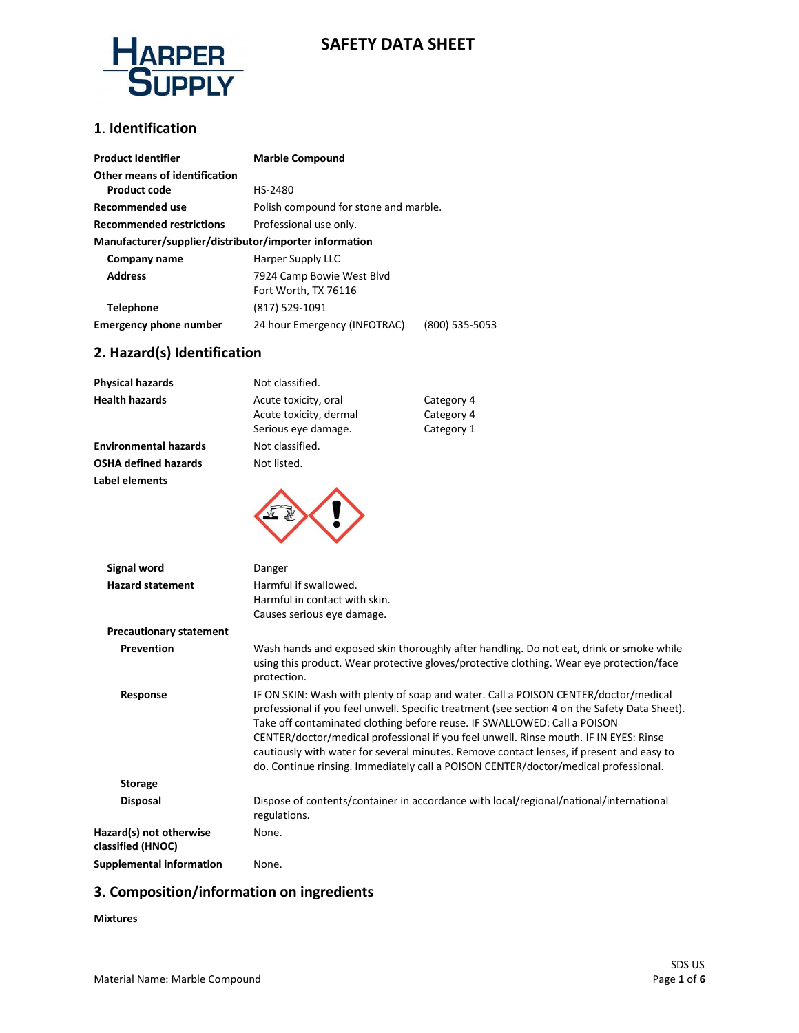**HARPER SUPPLY**

# SAFETY DATA SHEET

## 1. Identification

| | | |
|---|---|---|
| **Product Identifier** | **Marble Compound** | |
| **Other means of identification** | | |
| **Product code** | HS-2480 | |
| **Recommended use** | Polish compound for stone and marble. | |
| **Recommended restrictions** | Professional use only. | |
| **Manufacturer/supplier/distributor/importer information** | | |
| **Company name** | Harper Supply LLC | |
| **Address** | 7924 Camp Bowie West Blvd<br>Fort Worth, TX 76116 | |
| **Telephone** | (817) 529-1091 | |
| **Emergency phone number** | 24 hour Emergency (INFOTRAC) | (800) 535-5053 |

## 2. Hazard(s) Identification

| | | |
|---|---|---|
| **Physical hazards** | Not classified. | |
| **Health hazards** | Acute toxicity, oral | Category 4 |
| | Acute toxicity, dermal | Category 4 |
| | Serious eye damage. | Category 1 |
| **Environmental hazards** | Not classified. | |
| **OSHA defined hazards** | Not listed. | |

**Label elements**

**Signal word** Danger

**Hazard statement**
Harmful if swallowed.
Harmful in contact with skin.
Causes serious eye damage.

**Precautionary statement**

**Prevention** Wash hands and exposed skin thoroughly after handling. Do not eat, drink or smoke while using this product. Wear protective gloves/protective clothing. Wear eye protection/face protection.

**Response** IF ON SKIN: Wash with plenty of soap and water. Call a POISON CENTER/doctor/medical professional if you feel unwell. Specific treatment (see section 4 on the Safety Data Sheet). Take off contaminated clothing before reuse. IF SWALLOWED: Call a POISON CENTER/doctor/medical professional if you feel unwell. Rinse mouth. IF IN EYES: Rinse cautiously with water for several minutes. Remove contact lenses, if present and easy to do. Continue rinsing. Immediately call a POISON CENTER/doctor/medical professional.

**Storage**

**Disposal** Dispose of contents/container in accordance with local/regional/national/international regulations.

**Hazard(s) not otherwise classified (HNOC)** None.

**Supplemental information** None.

## 3. Composition/information on ingredients

**Mixtures**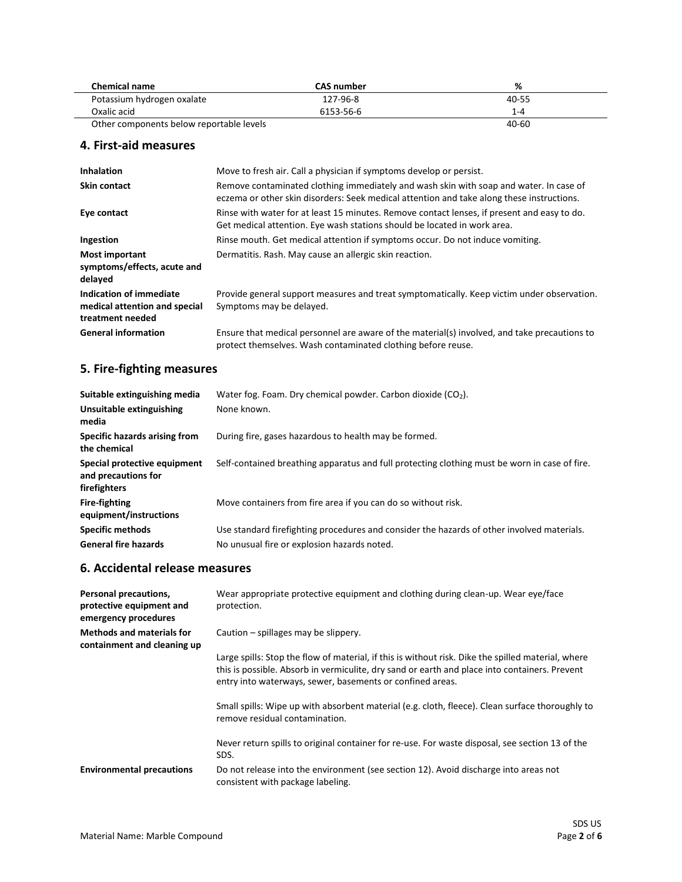| Chemical name | CAS number | % |
| --- | --- | --- |
| Potassium hydrogen oxalate | 127-96-8 | 40-55 |
| Oxalic acid | 6153-56-6 | 1-4 |
| Other components below reportable levels | | 40-60 |

## 4. First-aid measures

| | |
| --- | --- |
| **Inhalation** | Move to fresh air. Call a physician if symptoms develop or persist. |
| **Skin contact** | Remove contaminated clothing immediately and wash skin with soap and water. In case of eczema or other skin disorders: Seek medical attention and take along these instructions. |
| **Eye contact** | Rinse with water for at least 15 minutes. Remove contact lenses, if present and easy to do. Get medical attention. Eye wash stations should be located in work area. |
| **Ingestion** | Rinse mouth. Get medical attention if symptoms occur. Do not induce vomiting. |
| **Most important symptoms/effects, acute and delayed** | Dermatitis. Rash. May cause an allergic skin reaction. |
| **Indication of immediate medical attention and special treatment needed** | Provide general support measures and treat symptomatically. Keep victim under observation. Symptoms may be delayed. |
| **General information** | Ensure that medical personnel are aware of the material(s) involved, and take precautions to protect themselves. Wash contaminated clothing before reuse. |

## 5. Fire-fighting measures

| | |
| --- | --- |
| **Suitable extinguishing media** | Water fog. Foam. Dry chemical powder. Carbon dioxide ($CO_2$). |
| **Unsuitable extinguishing media** | None known. |
| **Specific hazards arising from the chemical** | During fire, gases hazardous to health may be formed. |
| **Special protective equipment and precautions for firefighters** | Self-contained breathing apparatus and full protecting clothing must be worn in case of fire. |
| **Fire-fighting equipment/instructions** | Move containers from fire area if you can do so without risk. |
| **Specific methods** | Use standard firefighting procedures and consider the hazards of other involved materials. |
| **General fire hazards** | No unusual fire or explosion hazards noted. |

## 6. Accidental release measures

| | |
| --- | --- |
| **Personal precautions, protective equipment and emergency procedures** | Wear appropriate protective equipment and clothing during clean-up. Wear eye/face protection. |
| **Methods and materials for containment and cleaning up** | Caution – spillages may be slippery.<br><br>Large spills: Stop the flow of material, if this is without risk. Dike the spilled material, where this is possible. Absorb in vermiculite, dry sand or earth and place into containers. Prevent entry into waterways, sewer, basements or confined areas.<br><br>Small spills: Wipe up with absorbent material (e.g. cloth, fleece). Clean surface thoroughly to remove residual contamination.<br><br>Never return spills to original container for re-use. For waste disposal, see section 13 of the SDS. |
| **Environmental precautions** | Do not release into the environment (see section 12). Avoid discharge into areas not consistent with package labeling. |

Material Name: Marble Compound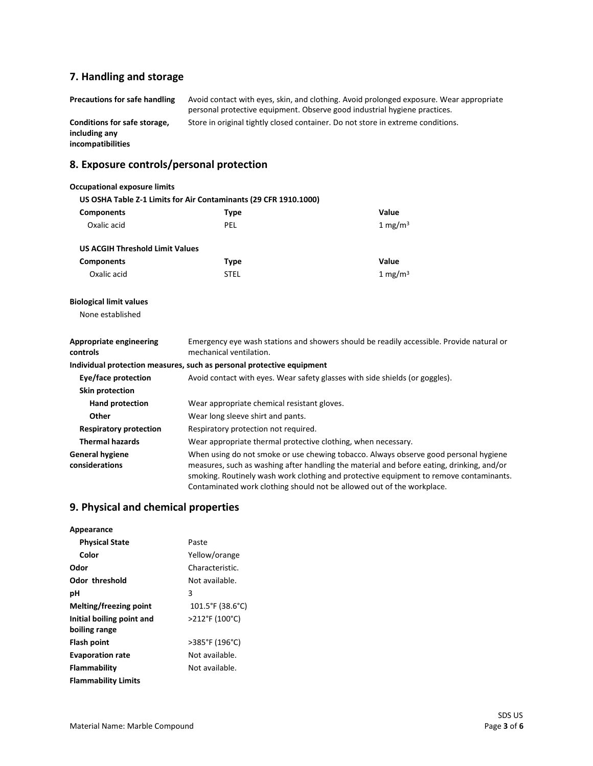## 7. Handling and storage

**Precautions for safe handling** Avoid contact with eyes, skin, and clothing. Avoid prolonged exposure. Wear appropriate personal protective equipment. Observe good industrial hygiene practices.

**Conditions for safe storage, including any incompatibilities** Store in original tightly closed container. Do not store in extreme conditions.

## 8. Exposure controls/personal protection

**Occupational exposure limits**

**US OSHA Table Z-1 Limits for Air Contaminants (29 CFR 1910.1000)**

| Components | Type | Value |
| --- | --- | --- |
| Oxalic acid | PEL | 1 mg/m$^3$ |

**US ACGIH Threshold Limit Values**

| Components | Type | Value |
| --- | --- | --- |
| Oxalic acid | STEL | 1 mg/m$^3$ |

**Biological limit values**

None established

**Appropriate engineering controls** Emergency eye wash stations and showers should be readily accessible. Provide natural or mechanical ventilation.

**Individual protection measures, such as personal protective equipment**

**Eye/face protection** Avoid contact with eyes. Wear safety glasses with side shields (or goggles).

**Skin protection**

**Hand protection** Wear appropriate chemical resistant gloves.

**Other** Wear long sleeve shirt and pants.

**Respiratory protection** Respiratory protection not required.

**Thermal hazards** Wear appropriate thermal protective clothing, when necessary.

**General hygiene considerations** When using do not smoke or use chewing tobacco. Always observe good personal hygiene measures, such as washing after handling the material and before eating, drinking, and/or smoking. Routinely wash work clothing and protective equipment to remove contaminants. Contaminated work clothing should not be allowed out of the workplace.

## 9. Physical and chemical properties

| | |
| --- | --- |
| **Appearance** | |
| **Physical State** | Paste |
| **Color** | Yellow/orange |
| **Odor** | Characteristic. |
| **Odor threshold** | Not available. |
| **pH** | 3 |
| **Melting/freezing point** | 101.5°F (38.6°C) |
| **Initial boiling point and boiling range** | >212°F (100°C) |
| **Flash point** | >385°F (196°C) |
| **Evaporation rate** | Not available. |
| **Flammability** | Not available. |
| **Flammability Limits** | |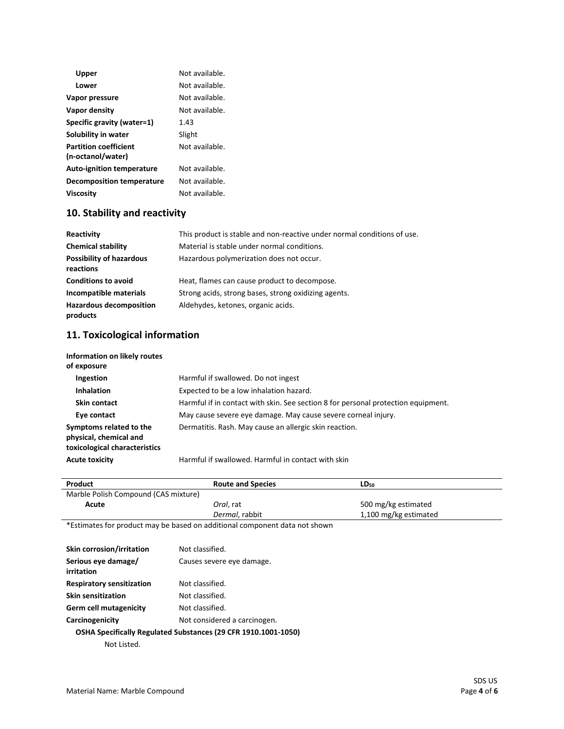| | |
|---|---|
| **Upper** | Not available. |
| **Lower** | Not available. |
| **Vapor pressure** | Not available. |
| **Vapor density** | Not available. |
| **Specific gravity (water=1)** | 1.43 |
| **Solubility in water** | Slight |
| **Partition coefficient (n-octanol/water)** | Not available. |
| **Auto-ignition temperature** | Not available. |
| **Decomposition temperature** | Not available. |
| **Viscosity** | Not available. |

## 10. Stability and reactivity

| | |
|---|---|
| **Reactivity** | This product is stable and non-reactive under normal conditions of use. |
| **Chemical stability** | Material is stable under normal conditions. |
| **Possibility of hazardous reactions** | Hazardous polymerization does not occur. |
| **Conditions to avoid** | Heat, flames can cause product to decompose. |
| **Incompatible materials** | Strong acids, strong bases, strong oxidizing agents. |
| **Hazardous decomposition products** | Aldehydes, ketones, organic acids. |

## 11. Toxicological information

**Information on likely routes of exposure**

| | |
|---|---|
| **Ingestion** | Harmful if swallowed. Do not ingest |
| **Inhalation** | Expected to be a low inhalation hazard. |
| **Skin contact** | Harmful if in contact with skin. See section 8 for personal protection equipment. |
| **Eye contact** | May cause severe eye damage. May cause severe corneal injury. |
| **Symptoms related to the physical, chemical and toxicological characteristics** | Dermatitis. Rash. May cause an allergic skin reaction. |
| **Acute toxicity** | Harmful if swallowed. Harmful in contact with skin |

| Product | Route and Species | $LD_{50}$ |
|---|---|---|
| Marble Polish Compound (CAS mixture) | | |
| **Acute** | *Oral*, rat | 500 mg/kg estimated |
| | *Dermal*, rabbit | 1,100 mg/kg estimated |

*Estimates for product may be based on additional component data not shown

| | |
|---|---|
| **Skin corrosion/irritation** | Not classified. |
| **Serious eye damage/ irritation** | Causes severe eye damage. |
| **Respiratory sensitization** | Not classified. |
| **Skin sensitization** | Not classified. |
| **Germ cell mutagenicity** | Not classified. |
| **Carcinogenicity** | Not considered a carcinogen. |

**OSHA Specifically Regulated Substances (29 CFR 1910.1001-1050)**

Not Listed.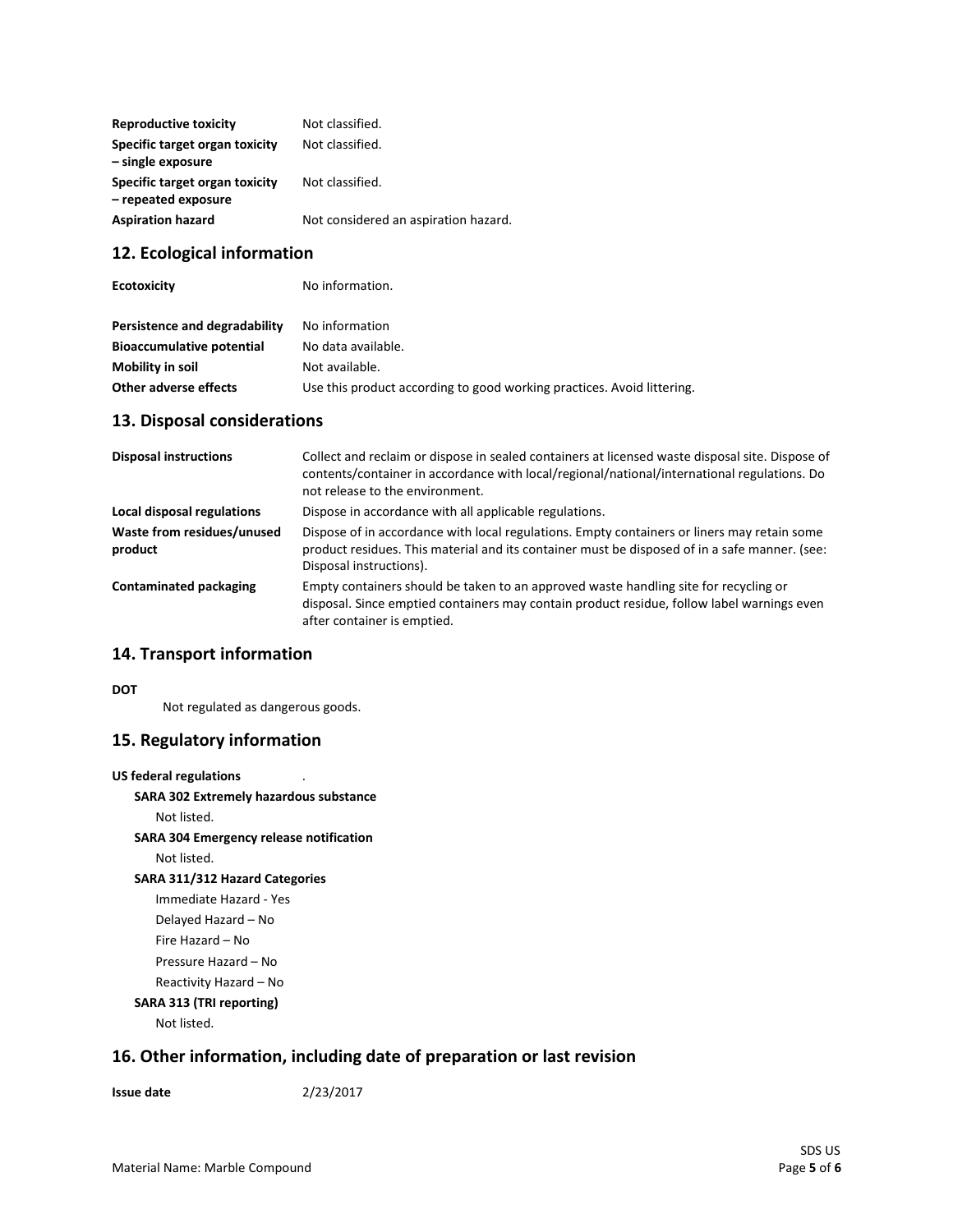| | |
|---|---|
| **Reproductive toxicity** | Not classified. |
| **Specific target organ toxicity – single exposure** | Not classified. |
| **Specific target organ toxicity – repeated exposure** | Not classified. |
| **Aspiration hazard** | Not considered an aspiration hazard. |

## 12. Ecological information

| | |
|---|---|
| **Ecotoxicity** | No information. |
| **Persistence and degradability** | No information |
| **Bioaccumulative potential** | No data available. |
| **Mobility in soil** | Not available. |
| **Other adverse effects** | Use this product according to good working practices. Avoid littering. |

## 13. Disposal considerations

| | |
|---|---|
| **Disposal instructions** | Collect and reclaim or dispose in sealed containers at licensed waste disposal site. Dispose of contents/container in accordance with local/regional/national/international regulations. Do not release to the environment. |
| **Local disposal regulations** | Dispose in accordance with all applicable regulations. |
| **Waste from residues/unused product** | Dispose of in accordance with local regulations. Empty containers or liners may retain some product residues. This material and its container must be disposed of in a safe manner. (see: Disposal instructions). |
| **Contaminated packaging** | Empty containers should be taken to an approved waste handling site for recycling or disposal. Since emptied containers may contain product residue, follow label warnings even after container is emptied. |

## 14. Transport information

**DOT**

Not regulated as dangerous goods.

## 15. Regulatory information

**US federal regulations** .

**SARA 302 Extremely hazardous substance**

Not listed.

**SARA 304 Emergency release notification**

Not listed.

**SARA 311/312 Hazard Categories**

Immediate Hazard - Yes

Delayed Hazard – No

Fire Hazard – No

Pressure Hazard – No

Reactivity Hazard – No

**SARA 313 (TRI reporting)**

Not listed.

## 16. Other information, including date of preparation or last revision

**Issue date** 2/23/2017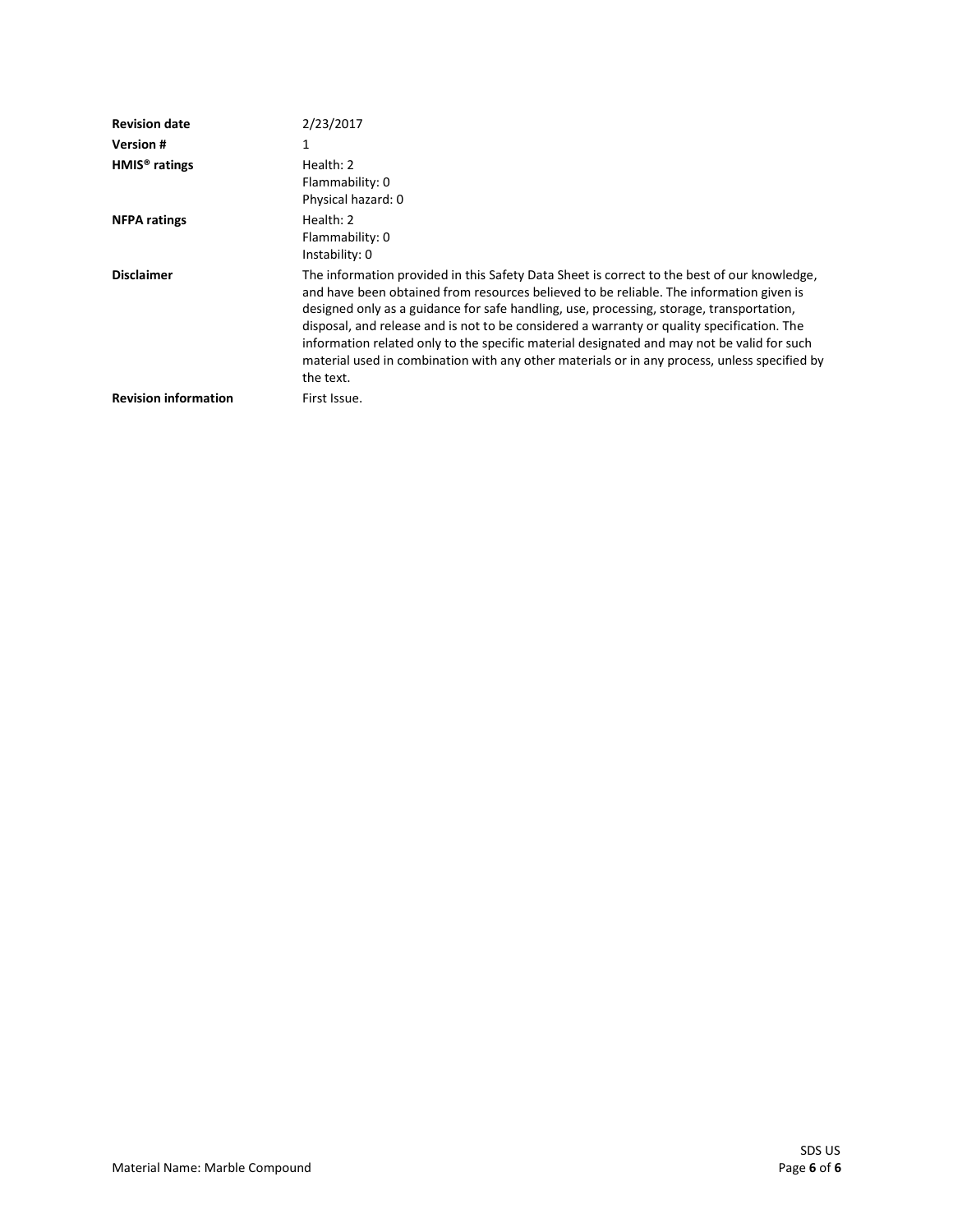| | |
|---|---|
| **Revision date** | 2/23/2017 |
| **Version #** | 1 |
| **HMIS® ratings** | Health: 2<br>Flammability: 0<br>Physical hazard: 0 |
| **NFPA ratings** | Health: 2<br>Flammability: 0<br>Instability: 0 |
| **Disclaimer** | The information provided in this Safety Data Sheet is correct to the best of our knowledge, and have been obtained from resources believed to be reliable. The information given is designed only as a guidance for safe handling, use, processing, storage, transportation, disposal, and release and is not to be considered a warranty or quality specification. The information related only to the specific material designated and may not be valid for such material used in combination with any other materials or in any process, unless specified by the text. |
| **Revision information** | First Issue. |